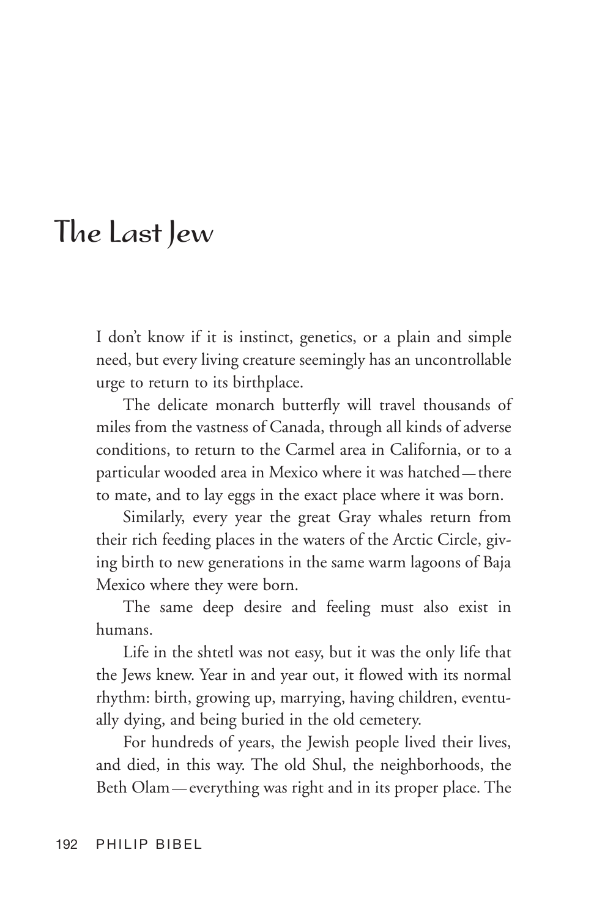# The Last Jew

I don't know if it is instinct, genetics, or a plain and simple need, but every living creature seemingly has an uncontrollable urge to return to its birthplace.

The delicate monarch butterfly will travel thousands of miles from the vastness of Canada, through all kinds of adverse conditions, to return to the Carmel area in California, or to a particular wooded area in Mexico where it was hatched—there to mate, and to lay eggs in the exact place where it was born.

Similarly, every year the great Gray whales return from their rich feeding places in the waters of the Arctic Circle, giving birth to new generations in the same warm lagoons of Baja Mexico where they were born.

The same deep desire and feeling must also exist in humans.

Life in the shtetl was not easy, but it was the only life that the Jews knew. Year in and year out, it flowed with its normal rhythm: birth, growing up, marrying, having children, eventually dying, and being buried in the old cemetery.

For hundreds of years, the Jewish people lived their lives, and died, in this way. The old Shul, the neighborhoods, the Beth Olam—everything was right and in its proper place. The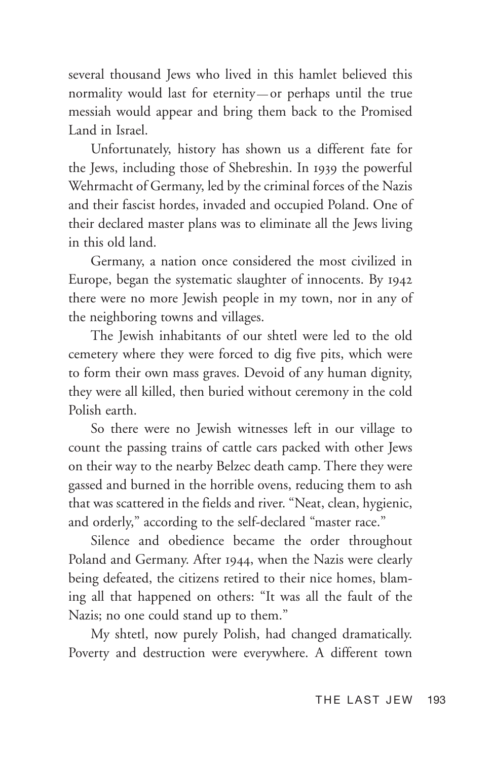several thousand Jews who lived in this hamlet believed this normality would last for eternity—or perhaps until the true messiah would appear and bring them back to the Promised Land in Israel.

Unfortunately, history has shown us a different fate for the Jews, including those of Shebreshin. In 1939 the powerful Wehrmacht of Germany, led by the criminal forces of the Nazis and their fascist hordes, invaded and occupied Poland. One of their declared master plans was to eliminate all the Jews living in this old land.

Germany, a nation once considered the most civilized in Europe, began the systematic slaughter of innocents. By 1942 there were no more Jewish people in my town, nor in any of the neighboring towns and villages.

The Jewish inhabitants of our shtetl were led to the old cemetery where they were forced to dig five pits, which were to form their own mass graves. Devoid of any human dignity, they were all killed, then buried without ceremony in the cold Polish earth.

So there were no Jewish witnesses left in our village to count the passing trains of cattle cars packed with other Jews on their way to the nearby Belzec death camp. There they were gassed and burned in the horrible ovens, reducing them to ash that was scattered in the fields and river. "Neat, clean, hygienic, and orderly," according to the self-declared "master race."

Silence and obedience became the order throughout Poland and Germany. After 1944, when the Nazis were clearly being defeated, the citizens retired to their nice homes, blaming all that happened on others: "It was all the fault of the Nazis; no one could stand up to them."

My shtetl, now purely Polish, had changed dramatically. Poverty and destruction were everywhere. A different town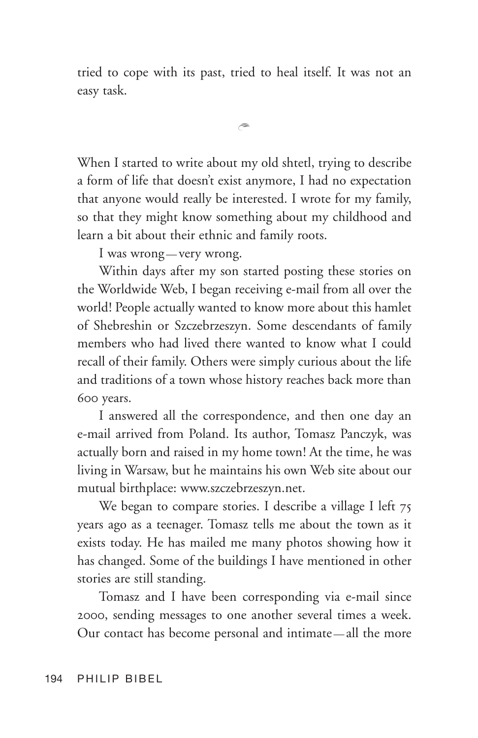tried to cope with its past, tried to heal itself. It was not an easy task.

---

When I started to write about my old shtetl, trying to describe a form of life that doesn't exist anymore, I had no expectation that anyone would really be interested. I wrote for my family, so that they might know something about my childhood and learn a bit about their ethnic and family roots.

I was wrong—very wrong.

Within days after my son started posting these stories on the Worldwide Web, I began receiving e-mail from all over the world! People actually wanted to know more about this hamlet of Shebreshin or Szczebrzeszyn. Some descendants of family members who had lived there wanted to know what I could recall of their family. Others were simply curious about the life and traditions of a town whose history reaches back more than 600 years.

I answered all the correspondence, and then one day an e-mail arrived from Poland. Its author, Tomasz Panczyk, was actually born and raised in my home town! At the time, he was living in Warsaw, but he maintains his own Web site about our mutual birthplace: www.szczebrzeszyn.net.

We began to compare stories. I describe a village I left 75 years ago as a teenager. Tomasz tells me about the town as it exists today. He has mailed me many photos showing how it has changed. Some of the buildings I have mentioned in other stories are still standing.

Tomasz and I have been corresponding via e-mail since 2000, sending messages to one another several times a week. Our contact has become personal and intimate—all the more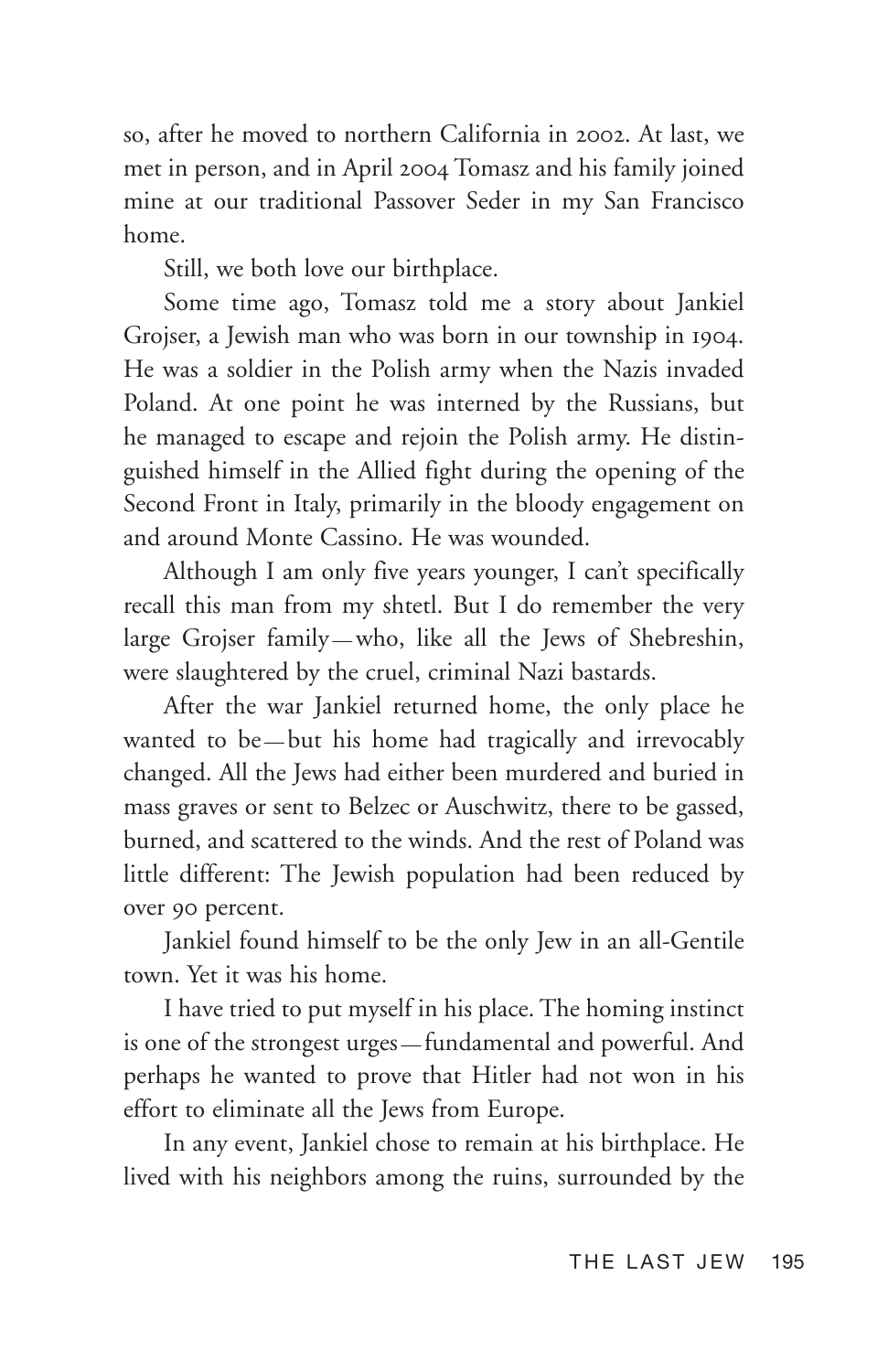so, after he moved to northern California in 2002. At last, we met in person, and in April 2004 Tomasz and his family joined mine at our traditional Passover Seder in my San Francisco home.

Still, we both love our birthplace.

Some time ago, Tomasz told me a story about Jankiel Grojser, a Jewish man who was born in our township in 1904. He was a soldier in the Polish army when the Nazis invaded Poland. At one point he was interned by the Russians, but he managed to escape and rejoin the Polish army. He distinguished himself in the Allied fight during the opening of the Second Front in Italy, primarily in the bloody engagement on and around Monte Cassino. He was wounded.

Although I am only five years younger, I can't specifically recall this man from my shtetl. But I do remember the very large Grojser family—who, like all the Jews of Shebreshin, were slaughtered by the cruel, criminal Nazi bastards.

After the war Jankiel returned home, the only place he wanted to be—but his home had tragically and irrevocably changed. All the Jews had either been murdered and buried in mass graves or sent to Belzec or Auschwitz, there to be gassed, burned, and scattered to the winds. And the rest of Poland was little different: The Jewish population had been reduced by over 90 percent.

Jankiel found himself to be the only Jew in an all-Gentile town. Yet it was his home.

I have tried to put myself in his place. The homing instinct is one of the strongest urges—fundamental and powerful. And perhaps he wanted to prove that Hitler had not won in his effort to eliminate all the Jews from Europe.

In any event, Jankiel chose to remain at his birthplace. He lived with his neighbors among the ruins, surrounded by the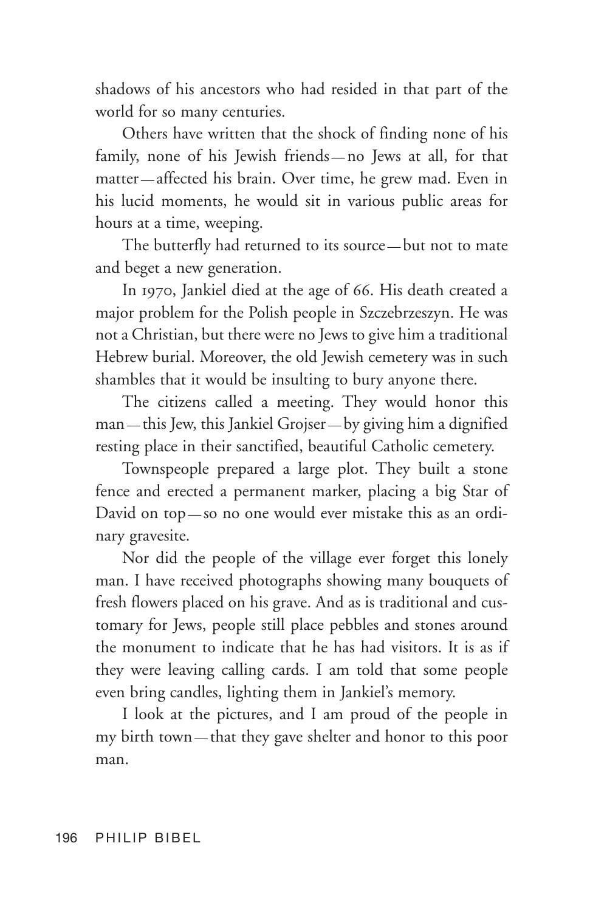shadows of his ancestors who had resided in that part of the world for so many centuries.

Others have written that the shock of finding none of his family, none of his Jewish friends—no Jews at all, for that matter—affected his brain. Over time, he grew mad. Even in his lucid moments, he would sit in various public areas for hours at a time, weeping.

The butterfly had returned to its source—but not to mate and beget a new generation.

In 1970, Jankiel died at the age of 66. His death created a major problem for the Polish people in Szczebrzeszyn. He was not a Christian, but there were no Jews to give him a traditional Hebrew burial. Moreover, the old Jewish cemetery was in such shambles that it would be insulting to bury anyone there.

The citizens called a meeting. They would honor this man—this Jew, this Jankiel Grojser—by giving him a dignified resting place in their sanctified, beautiful Catholic cemetery.

Townspeople prepared a large plot. They built a stone fence and erected a permanent marker, placing a big Star of David on top—so no one would ever mistake this as an ordinary gravesite.

Nor did the people of the village ever forget this lonely man. I have received photographs showing many bouquets of fresh flowers placed on his grave. And as is traditional and customary for Jews, people still place pebbles and stones around the monument to indicate that he has had visitors. It is as if they were leaving calling cards. I am told that some people even bring candles, lighting them in Jankiel's memory.

I look at the pictures, and I am proud of the people in my birth town—that they gave shelter and honor to this poor man.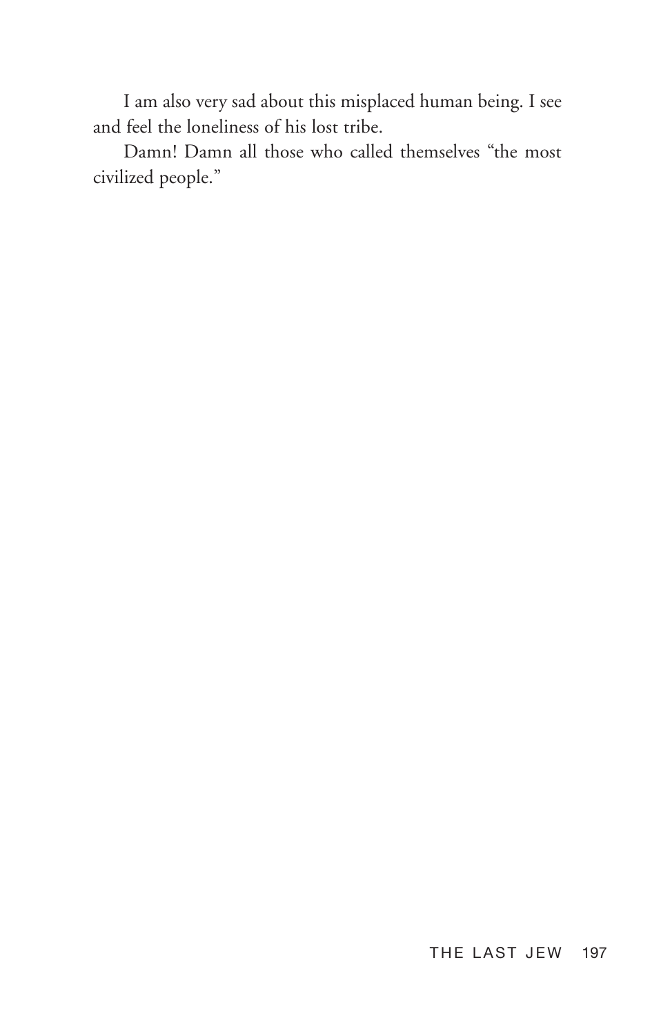I am also very sad about this misplaced human being. I see and feel the loneliness of his lost tribe.

Damn! Damn all those who called themselves "the most civilized people."